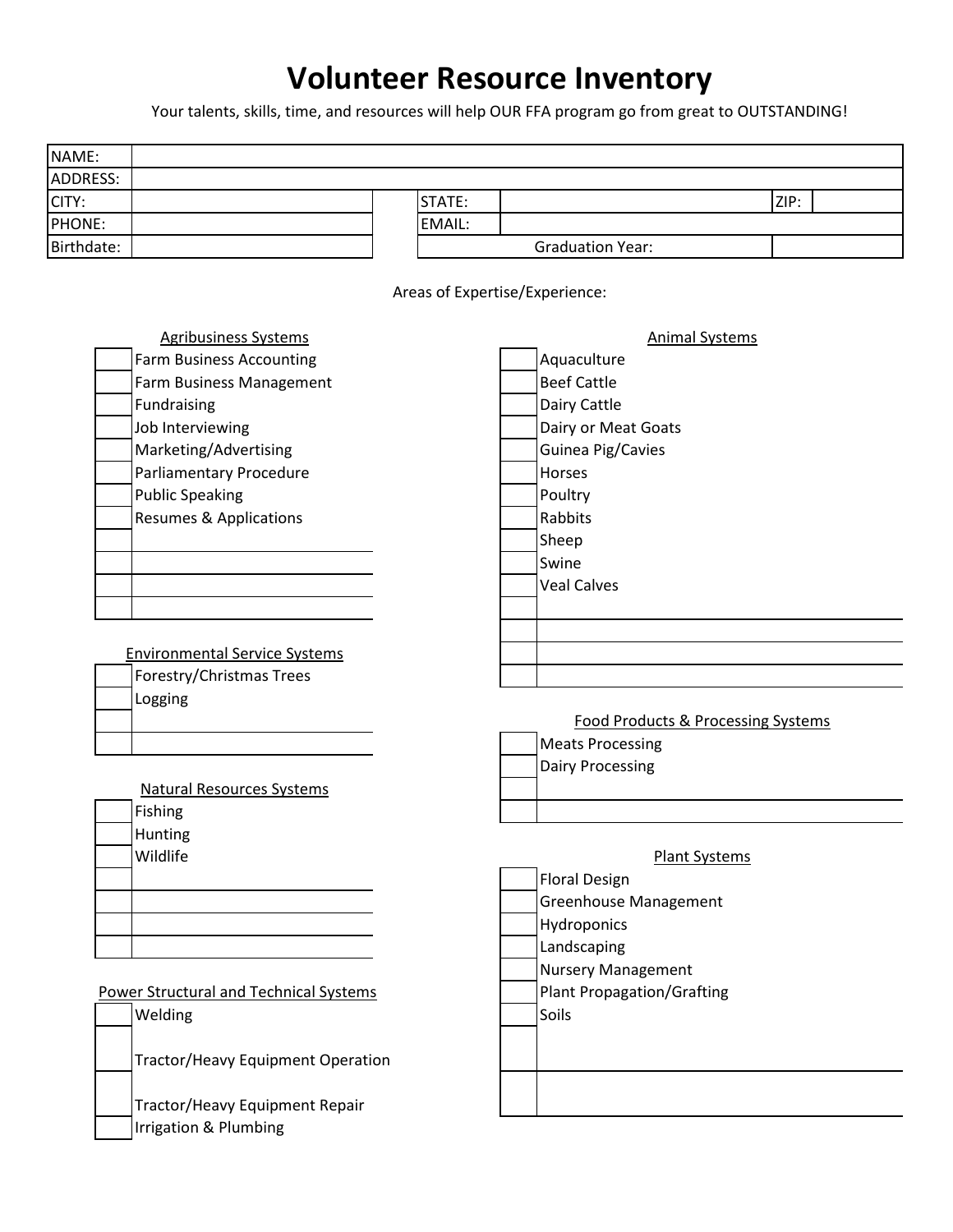# Volunteer Resource Inventory

Your talents, skills, time, and resources will help OUR FFA program go from great to OUTSTANDING!

| NAME: | | | | | |
|---|---|---|---|---|---|
| ADDRESS: | | | | | |
| CITY: | | STATE: | | ZIP: | |
| PHONE: | | EMAIL: | | | |
| Birthdate: | | Graduation Year: | | | |

Areas of Expertise/Experience:

**Agribusiness Systems**

| | |
|---|---|
| ☐ | Farm Business Accounting |
| ☐ | Farm Business Management |
| ☐ | Fundraising |
| ☐ | Job Interviewing |
| ☐ | Marketing/Advertising |
| ☐ | Parliamentary Procedure |
| ☐ | Public Speaking |
| ☐ | Resumes & Applications |
| ☐ | |
| ☐ | |
| ☐ | |
| ☐ | |

**Environmental Service Systems**

| | |
|---|---|
| ☐ | Forestry/Christmas Trees |
| ☐ | Logging |
| ☐ | |
| ☐ | |

**Natural Resources Systems**

| | |
|---|---|
| ☐ | Fishing |
| ☐ | Hunting |
| ☐ | Wildlife |
| ☐ | |
| ☐ | |
| ☐ | |
| ☐ | |

**Power Structural and Technical Systems**

| | |
|---|---|
| ☐ | Welding |
| ☐ | Tractor/Heavy Equipment Operation |
| ☐ | Tractor/Heavy Equipment Repair |
| ☐ | Irrigation & Plumbing |

**Animal Systems**

| | |
|---|---|
| ☐ | Aquaculture |
| ☐ | Beef Cattle |
| ☐ | Dairy Cattle |
| ☐ | Dairy or Meat Goats |
| ☐ | Guinea Pig/Cavies |
| ☐ | Horses |
| ☐ | Poultry |
| ☐ | Rabbits |
| ☐ | Sheep |
| ☐ | Swine |
| ☐ | Veal Calves |
| ☐ | |
| ☐ | |
| ☐ | |
| ☐ | |

**Food Products & Processing Systems**

| | |
|---|---|
| ☐ | Meats Processing |
| ☐ | Dairy Processing |
| ☐ | |
| ☐ | |

**Plant Systems**

| | |
|---|---|
| ☐ | Floral Design |
| ☐ | Greenhouse Management |
| ☐ | Hydroponics |
| ☐ | Landscaping |
| ☐ | Nursery Management |
| ☐ | Plant Propagation/Grafting |
| ☐ | Soils |
| ☐ | |
| ☐ | |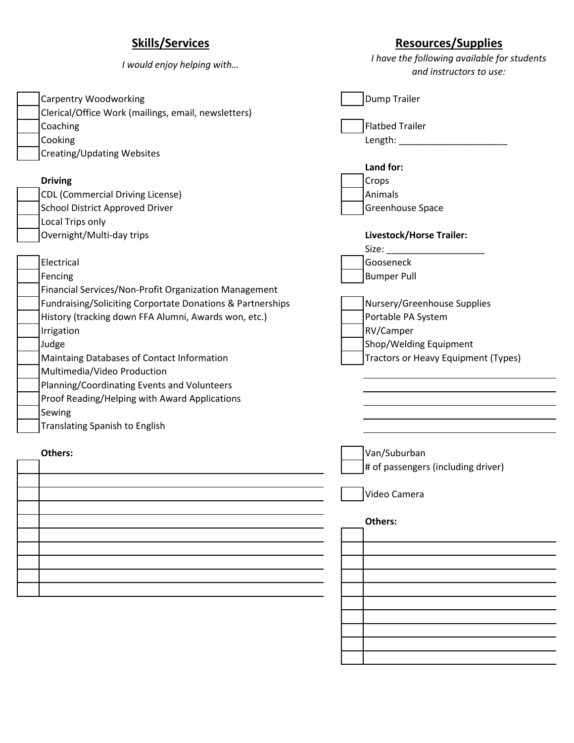## Skills/Services

*I would enjoy helping with…*

- [ ] Carpentry Woodworking
- [ ] Clerical/Office Work (mailings, email, newsletters)
- [ ] Coaching
- [ ] Cooking
- [ ] Creating/Updating Websites

**Driving**

- [ ] CDL (Commercial Driving License)
- [ ] School District Approved Driver
- [ ] Local Trips only
- [ ] Overnight/Multi-day trips

- [ ] Electrical
- [ ] Fencing
- [ ] Financial Services/Non-Profit Organization Management
- [ ] Fundraising/Soliciting Corportate Donations & Partnerships
- [ ] History (tracking down FFA Alumni, Awards won, etc.)
- [ ] Irrigation
- [ ] Judge
- [ ] Maintaing Databases of Contact Information
- [ ] Multimedia/Video Production
- [ ] Planning/Coordinating Events and Volunteers
- [ ] Proof Reading/Helping with Award Applications
- [ ] Sewing
- [ ] Translating Spanish to English

**Others:**

- [ ] ____________________
- [ ] ____________________
- [ ] ____________________
- [ ] ____________________
- [ ] ____________________
- [ ] ____________________
- [ ] ____________________
- [ ] ____________________
- [ ] ____________________
- [ ] ____________________

## Resources/Supplies

*I have the following available for students and instructors to use:*

- [ ] Dump Trailer

- [ ] Flatbed Trailer
  Length: _____________________

**Land for:**

- [ ] Crops
- [ ] Animals
- [ ] Greenhouse Space

**Livestock/Horse Trailer:**

Size: ___________________

- [ ] Gooseneck
- [ ] Bumper Pull

- [ ] Nursery/Greenhouse Supplies
- [ ] Portable PA System
- [ ] RV/Camper
- [ ] Shop/Welding Equipment
- [ ] Tractors or Heavy Equipment (Types)

____________________
____________________
____________________
____________________

- [ ] Van/Suburban
- [ ] # of passengers (including driver)

- [ ] Video Camera

**Others:**

- [ ] ____________________
- [ ] ____________________
- [ ] ____________________
- [ ] ____________________
- [ ] ____________________
- [ ] ____________________
- [ ] ____________________
- [ ] ____________________
- [ ] ____________________
- [ ] ____________________